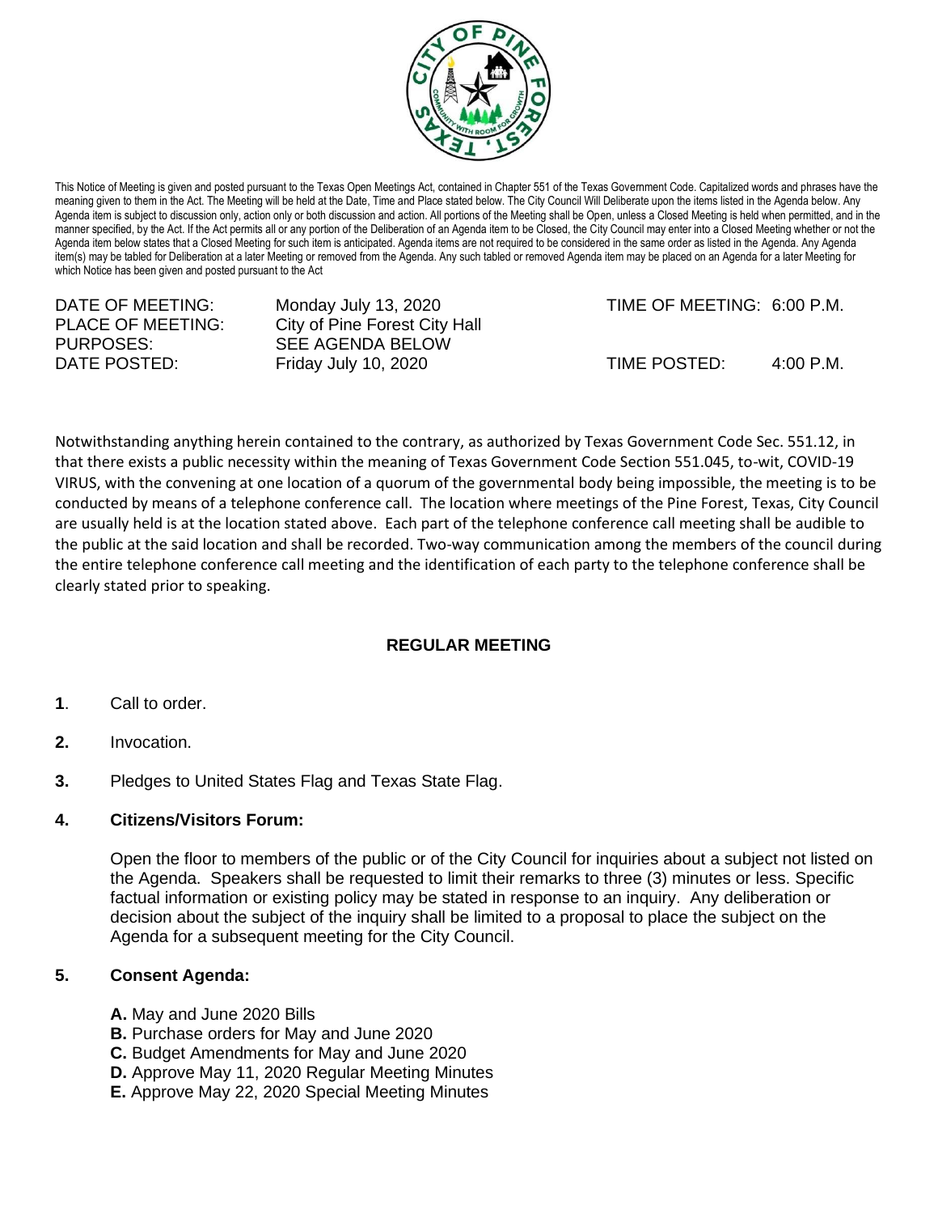This Notice of Meeting is given and posted pursuant to the Texas Open Meetings Act, contained in Chapter 551 of the Texas Government Code. Capitalized words and phrases have the meaning given to them in the Act. The Meeting will be held at the Date, Time and Place stated below. The City Council Will Deliberate upon the items listed in the Agenda below. Any Agenda item is subject to discussion only, action only or both discussion and action. All portions of the Meeting shall be Open, unless a Closed Meeting is held when permitted, and in the manner specified, by the Act. If the Act permits all or any portion of the Deliberation of an Agenda item to be Closed, the City Council may enter into a Closed Meeting whether or not the Agenda item below states that a Closed Meeting for such item is anticipated. Agenda items are not required to be considered in the same order as listed in the Agenda. Any Agenda item(s) may be tabled for Deliberation at a later Meeting or removed from the Agenda. Any such tabled or removed Agenda item may be placed on an Agenda for a later Meeting for which Notice has been given and posted pursuant to the Act

| | | | |
|---|---|---|---|
| DATE OF MEETING: | Monday July 13, 2020 | TIME OF MEETING: | 6:00 P.M. |
| PLACE OF MEETING: | City of Pine Forest City Hall | | |
| PURPOSES: | SEE AGENDA BELOW | | |
| DATE POSTED: | Friday July 10, 2020 | TIME POSTED: | 4:00 P.M. |

Notwithstanding anything herein contained to the contrary, as authorized by Texas Government Code Sec. 551.12, in that there exists a public necessity within the meaning of Texas Government Code Section 551.045, to-wit, COVID-19 VIRUS, with the convening at one location of a quorum of the governmental body being impossible, the meeting is to be conducted by means of a telephone conference call. The location where meetings of the Pine Forest, Texas, City Council are usually held is at the location stated above. Each part of the telephone conference call meeting shall be audible to the public at the said location and shall be recorded. Two-way communication among the members of the council during the entire telephone conference call meeting and the identification of each party to the telephone conference shall be clearly stated prior to speaking.

## REGULAR MEETING

**1**. Call to order.

**2.** Invocation.

**3.** Pledges to United States Flag and Texas State Flag.

**4. Citizens/Visitors Forum:**

Open the floor to members of the public or of the City Council for inquiries about a subject not listed on the Agenda. Speakers shall be requested to limit their remarks to three (3) minutes or less. Specific factual information or existing policy may be stated in response to an inquiry. Any deliberation or decision about the subject of the inquiry shall be limited to a proposal to place the subject on the Agenda for a subsequent meeting for the City Council.

**5. Consent Agenda:**

**A.** May and June 2020 Bills
**B.** Purchase orders for May and June 2020
**C.** Budget Amendments for May and June 2020
**D.** Approve May 11, 2020 Regular Meeting Minutes
**E.** Approve May 22, 2020 Special Meeting Minutes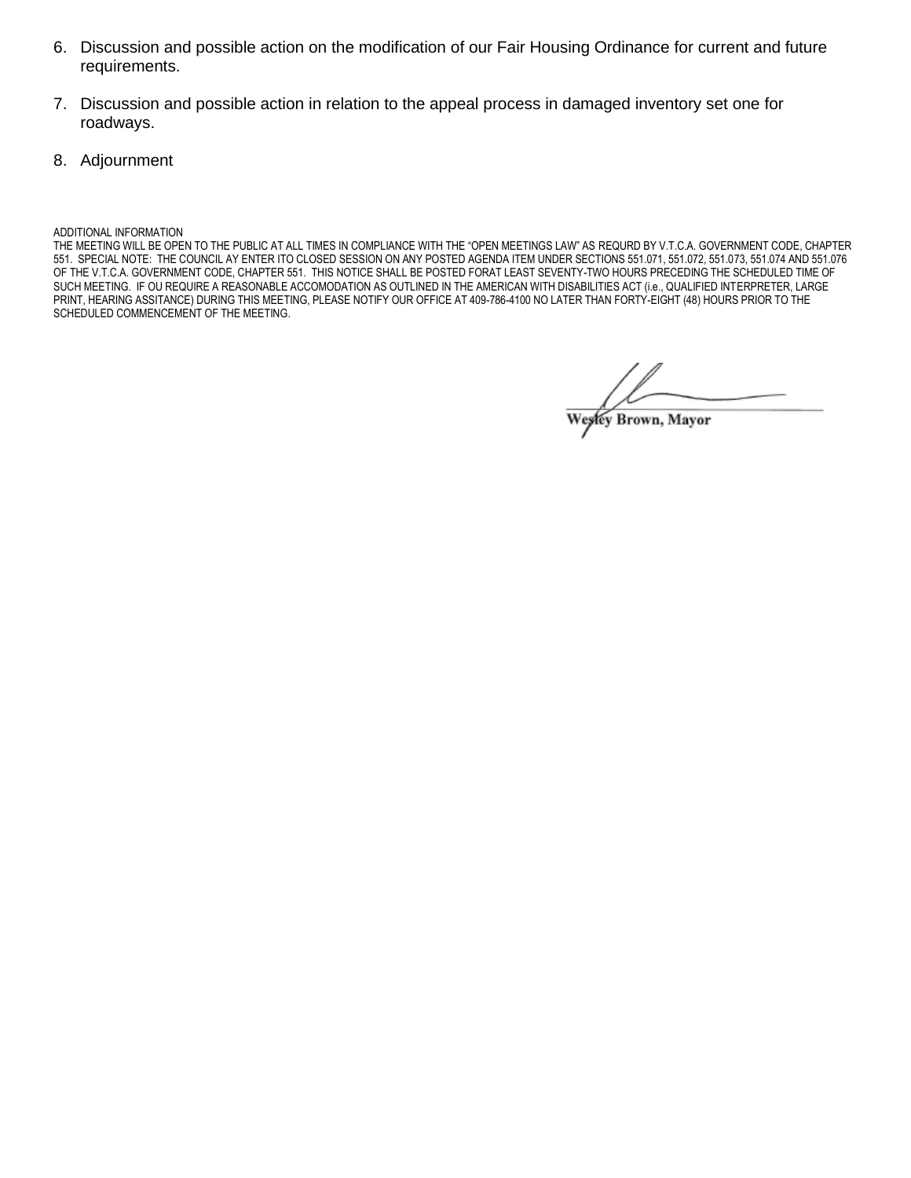6. Discussion and possible action on the modification of our Fair Housing Ordinance for current and future requirements.

7. Discussion and possible action in relation to the appeal process in damaged inventory set one for roadways.

8. Adjournment

ADDITIONAL INFORMATION

THE MEETING WILL BE OPEN TO THE PUBLIC AT ALL TIMES IN COMPLIANCE WITH THE "OPEN MEETINGS LAW" AS REQURD BY V.T.C.A. GOVERNMENT CODE, CHAPTER 551. SPECIAL NOTE: THE COUNCIL AY ENTER ITO CLOSED SESSION ON ANY POSTED AGENDA ITEM UNDER SECTIONS 551.071, 551.072, 551.073, 551.074 AND 551.076 OF THE V.T.C.A. GOVERNMENT CODE, CHAPTER 551. THIS NOTICE SHALL BE POSTED FORAT LEAST SEVENTY-TWO HOURS PRECEDING THE SCHEDULED TIME OF SUCH MEETING. IF OU REQUIRE A REASONABLE ACCOMODATION AS OUTLINED IN THE AMERICAN WITH DISABILITIES ACT (i.e., QUALIFIED INTERPRETER, LARGE PRINT, HEARING ASSITANCE) DURING THIS MEETING, PLEASE NOTIFY OUR OFFICE AT 409-786-4100 NO LATER THAN FORTY-EIGHT (48) HOURS PRIOR TO THE SCHEDULED COMMENCEMENT OF THE MEETING.

Wesley Brown, Mayor